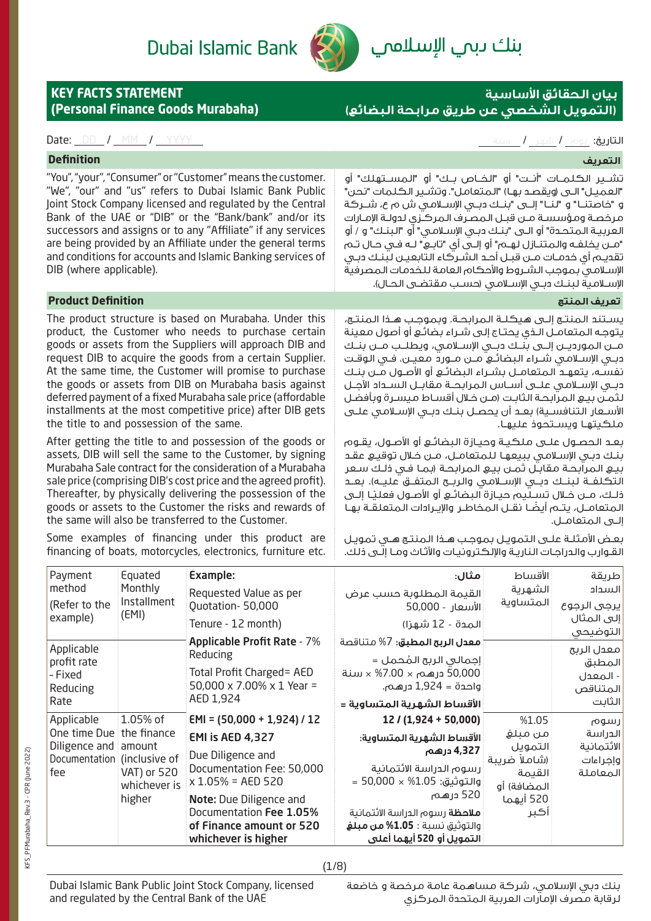Dubai Islamic Bank — بنك دبي الإسلامي

# KEY FACTS STATEMENT (Personal Finance Goods Murabaha)

# بيان الحقائق الأساسية (التمويل الشخصي عن طريق مرابحة البضائع)

Date: DD / MM / YYYY

التاريخ: يوم / شهر / سنة

## Definition

"You", "your", "Consumer" or "Customer" means the customer. "We", "our" and "us" refers to Dubai Islamic Bank Public Joint Stock Company licensed and regulated by the Central Bank of the UAE or "DIB" or the "Bank/bank" and/or its successors and assigns or to any "Affiliate" if any services are being provided by an Affiliate under the general terms and conditions for accounts and Islamic Banking services of DIB (where applicable).

## التعريف

تشير الكلمات "أنت" أو "الخاص بك" أو "المستهلك" أو "العميل" الى (ويقصد بها) "المتعامل". وتشير الكلمات "نحن" و "خاصتنا" و "لنا" إلى "بنك دبي الإسلامي ش م ع، شركة مرخصة ومؤسسة من قبل المصرف المركزي لدولة الإمارات العربية المتحدة" أو الى "بنك دبي الإسلامي" أو "البنك" و / أو من يخلفه والمتنازل لهم" أو إلى أي "تابع" له في حال تم تقديم أي خدمات من قبل أحد الشركاء التابعين لبنك دبي الإسلامي بموجب الشروط والأحكام العامة للخدمات المصرفية الإسلامية لبنك دبي الإسلامي (حسب مقتضى الحال).

## Product Definition

The product structure is based on Murabaha. Under this product, the Customer who needs to purchase certain goods or assets from the Suppliers will approach DIB and request DIB to acquire the goods from a certain Supplier. At the same time, the Customer will promise to purchase the goods or assets from DIB on Murabaha basis against deferred payment of a fixed Murabaha sale price (affordable installments at the most competitive price) after DIB gets the title to and possession of the same.

After getting the title to and possession of the goods or assets, DIB will sell the same to the Customer, by signing Murabaha Sale contract for the consideration of a Murabaha sale price (comprising DIB's cost price and the agreed profit). Thereafter, by physically delivering the possession of the goods or assets to the Customer the risks and rewards of the same will also be transferred to the Customer.

Some examples of financing under this product are financing of boats, motorcycles, electronics, furniture etc.

## تعريف المنتج

يستند المنتج إلى هيكلة المرابحة. وبموجب هذا المنتج، يتوجه المتعامل الذي يحتاج إلى شراء بضائع أو أصول معينة من الموردين إلى بنك دبي الإسلامي، ويطلب من بنك دبي الإسلامي شراء البضائع من مورد معين. في الوقت نفسه، يتعهد المتعامل بشراء البضائع أو الأصول من بنك دبي الإسلامي على أساس المرابحة مقابل السداد الآجل لثمن بيع المرابحة الثابت (من خلال أقساط ميسرة وبأفضل الأسعار التنافسية) بعد أن يحصل بنك دبي الإسلامي على ملكيتها ويستحوذ عليها.

بعد الحصول على ملكية وحيازة البضائع أو الأصول، يقوم بنك دبي الإسلامي ببيعها للمتعامل، من خلال توقيع عقد بيع المرابحة مقابل ثمن بيع المرابحة (بما في ذلك سعر التكلفة لبنك دبي الإسلامي والربح المتفق عليه). بعد ذلك، من خلال تسليم حيازة البضائع أو الأصول فعليًا إلى المتعامل، يتم أيضًا نقل المخاطر والإيرادات المتعلقة بها إلى المتعامل.

بعض الأمثلة على التمويل بموجب هذا المنتج هي تمويل القوارب والدراجات النارية والإلكترونيات والأثاث وما إلى ذلك.

| | | Example: | مثال: | | |
|---|---|---|---|---|---|
| Payment method (Refer to the example) | Equated Monthly Installment (EMI) | Requested Value as per Quotation- 50,000<br>Tenure - 12 month) | القيمة المطلوبة حسب عرض الأسعار - 50,000<br>المدة - 12 شهرًا) | الأقساط الشهرية المتساوية | طريقة السداد يرجى الرجوع إلى المثال التوضيحي |
| Applicable profit rate - Fixed Reducing Rate | | **Applicable Profit Rate** - 7% Reducing<br>Total Profit Charged= AED 50,000 x 7.00% x 1 Year = AED 1,924 | **معدل الربح المطبق:** 7% متناقصة<br>إجمالي الربح المُحمل = 50,000 درهم × 7.00% × سنة واحدة = 1,924 درهم. | | معدل الربح المطبق - المعدل المتناقص الثابت |
| Applicable One time Due Diligence and Documentation fee | 1.05% of the finance amount (inclusive of VAT) or 520 whichever is higher | **EMI** = (50,000 + 1,924) / 12<br>**EMI is AED 4,327**<br>Due Diligence and Documentation Fee: 50,000 x 1.05% = AED 520<br>**Note:** Due Diligence and Documentation **Fee 1.05% of Finance amount or 520 whichever is higher** | **الأقساط الشهرية المتساوية =** **(50,000 + 1,924) / 12**<br>**الأقساط الشهرية المتساوية: 4,327 درهم**<br>رسوم الدراسة الائتمانية والتوثيق: 50,000 × 1.05% = 520 درهم<br>**ملاحظة** رسوم الدراسة الائتمانية والتوثيق نسبة : **1.05% من مبلغ التمويل أو 520 أيهما أعلى** | 1.05% من مبلغ التمويل (شاملاً ضريبة القيمة المضافة) أو 520 أيهما أكبر | رسوم الدراسة الائتمانية وإجراءات المعاملة |

Dubai Islamic Bank Public Joint Stock Company, licensed and regulated by the Central Bank of the UAE

بنك دبي الإسلامي، شركة مساهمة عامة مرخصة و خاضعة لرقابة مصرف الإمارات العربية المتحدة المركزي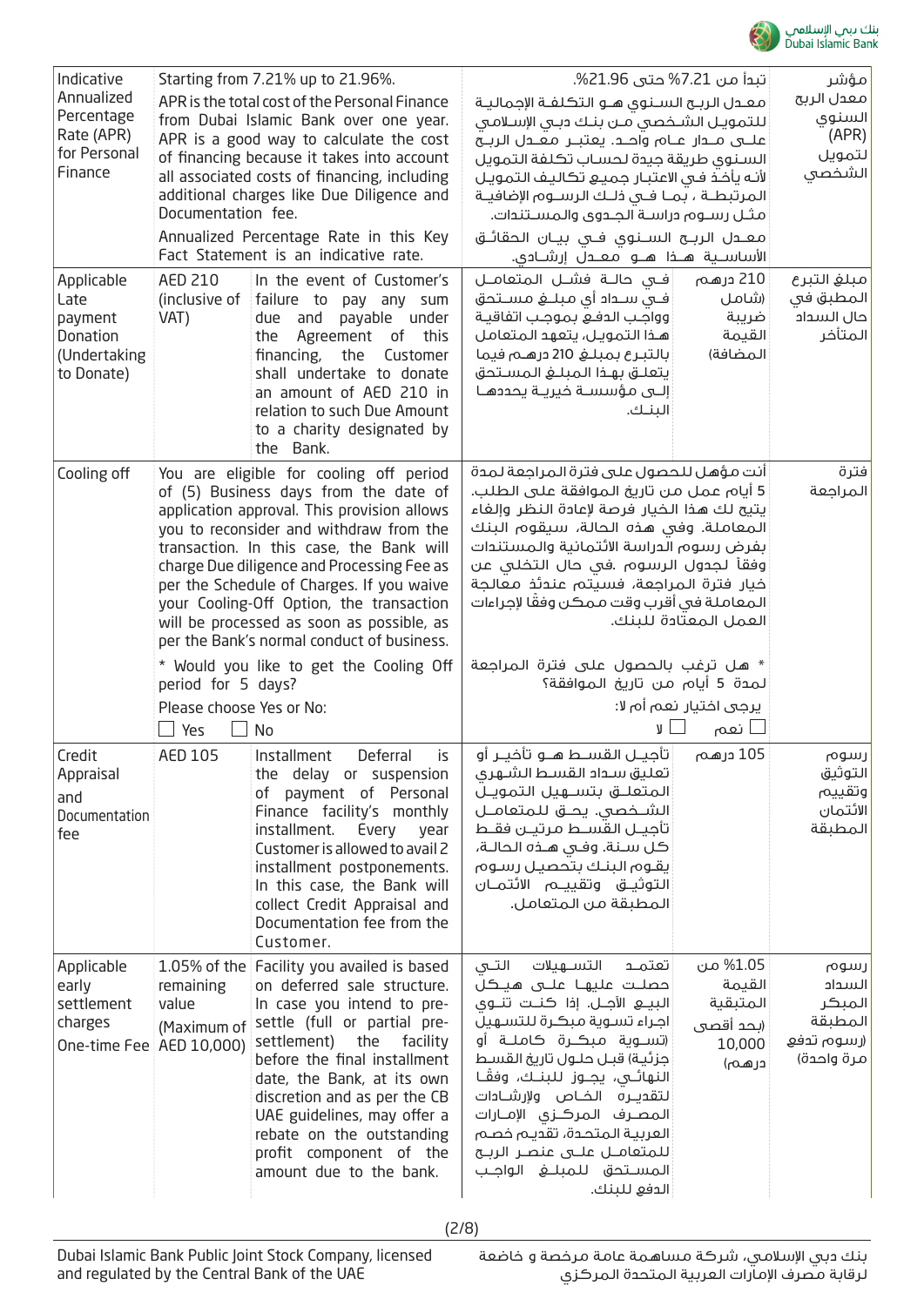| Indicative Annualized Percentage Rate (APR) for Personal Finance | Starting from 7.21% up to 21.96%.<br>APR is the total cost of the Personal Finance from Dubai Islamic Bank over one year. APR is a good way to calculate the cost of financing because it takes into account all associated costs of financing, including additional charges like Due Diligence and Documentation fee.<br>Annualized Percentage Rate in this Key Fact Statement is an indicative rate. | | تبدأ من 7.21% حتى 21.96%.<br>معدل الربح السنوي هو التكلفة الإجمالية للتمويل الشخصي من بنك دبي الإسلامي على مدار عام واحد. يعتبر معدل الربح السنوي طريقة جيدة لحساب تكلفة التمويل لأنه يأخذ في الاعتبار جميع تكاليف التمويل المرتبطة ، بما في ذلك الرسوم الإضافية مثل رسوم دراسة الجدوى والمستندات.<br>معدل الربح السنوي في بيان الحقائق الأساسية هذا هو معدل إرشادي. | | مؤشر معدل الربح السنوي (APR) لتمويل الشخصي |
|---|---|---|---|---|---|
| Applicable Late payment Donation (Undertaking to Donate) | AED 210 (inclusive of VAT) | In the event of Customer's failure to pay any sum due and payable under the Agreement of this financing, the Customer shall undertake to donate an amount of AED 210 in relation to such Due Amount to a charity designated by the Bank. | في حالة فشل المتعامل في سداد أي مبلغ مستحق وواجب الدفع بموجب اتفاقية هذا التمويل، يتعهد المتعامل بالتبرع بمبلغ 210 درهم فيما يتعلق بهذا المبلغ المستحق إلى مؤسسة خيرية يحددها البنك. | 210 درهم (شامل ضريبة القيمة المضافة) | مبلغ التبرع المطبق في حال السداد المتأخر |
| Cooling off | You are eligible for cooling off period of (5) Business days from the date of application approval. This provision allows you to reconsider and withdraw from the transaction. In this case, the Bank will charge Due diligence and Processing Fee as per the Schedule of Charges. If you waive your Cooling-Off Option, the transaction will be processed as soon as possible, as per the Bank's normal conduct of business.<br>* Would you like to get the Cooling Off period for 5 days?<br>Please choose Yes or No:<br>☐ Yes ☐ No | | أنت مؤهل للحصول على فترة المراجعة لمدة 5 أيام عمل من تاريخ الموافقة على الطلب. يتيح لك هذا الخيار فرصة لإعادة النظر وإلغاء المعاملة. وفي هذه الحالة، سيقوم البنك بفرض رسوم الدراسة الائتمانية والمستندات وفقاً لجدول الرسوم .في حال التخلي عن خيار فترة المراجعة، فسيتم عندئذٍ معالجة المعاملة في أقرب وقت ممكن وفقاً لإجراءات العمل المعتادة للبنك.<br>* هل ترغب بالحصول على فترة المراجعة لمدة 5 أيام من تاريخ الموافقة؟<br>يرجى اختيار نعم أم لا:<br>☐ نعم ☐ لا | | فترة المراجعة |
| Credit Appraisal and Documentation fee | AED 105 | Installment Deferral is the delay or suspension of payment of Personal Finance facility's monthly installment. Every year Customer is allowed to avail 2 installment postponements. In this case, the Bank will collect Credit Appraisal and Documentation fee from the Customer. | تأجيل القسط هو تأخير أو تعليق سداد القسط الشهري المتعلق بتسهيل التمويل الشخصي. يحق للمتعامل تأجيل القسط مرتين فقط كل سنة. وفي هذه الحالة، يقوم البنك بتحصيل رسوم التوثيق وتقييم الائتمان المطبقة من المتعامل. | 105 درهم | رسوم التوثيق وتقييم الائتمان المطبقة |
| Applicable early settlement charges One-time Fee | 1.05% of the remaining value (Maximum of AED 10,000) | Facility you availed is based on deferred sale structure. In case you intend to pre-settle (full or partial pre-settlement) the facility before the final installment date, the Bank, at its own discretion and as per the CB UAE guidelines, may offer a rebate on the outstanding profit component of the amount due to the bank. | تعتمد التسهيلات التي حصلت عليها على هيكل البيع الآجل. إذا كنت تنوي اجراء تسوية مبكرة للتسهيل (تسوية مبكرة كاملة أو جزئية) قبل حلول تاريخ القسط النهائي، يجوز للبنك، وفقاً لتقديره الخاص وإرشادات المصرف المركزي الإمارات العربية المتحدة، تقديم خصم للمتعامل على عنصر الربح المستحق للمبلغ الواجب الدفع للبنك. | 1.05% من القيمة المتبقية (بحد أقصى 10,000 درهم) | رسوم السداد المبكر المطبقة (رسوم تدفع مرة واحدة) |

Dubai Islamic Bank Public Joint Stock Company, licensed and regulated by the Central Bank of the UAE

بنك دبي الإسلامي، شركة مساهمة عامة مرخصة و خاضعة لرقابة مصرف الإمارات العربية المتحدة المركزي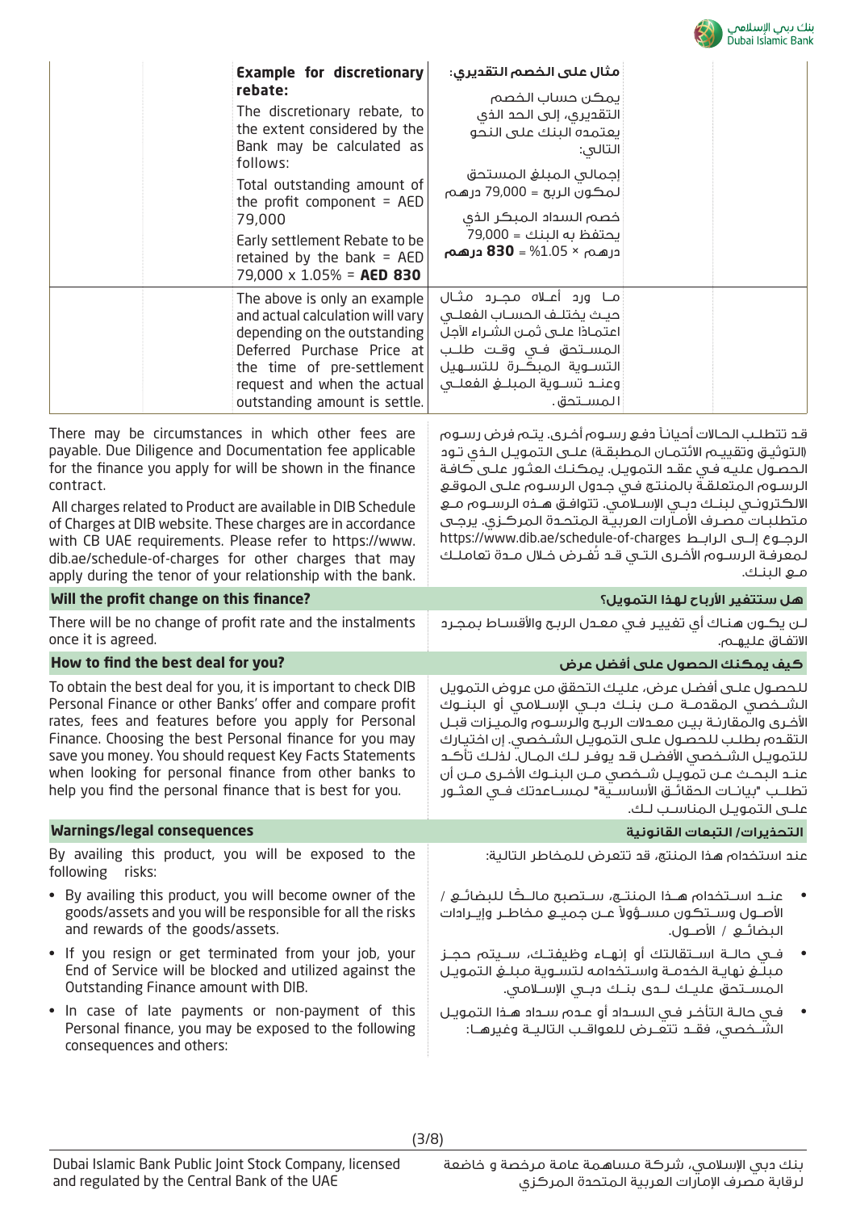| | Example for discretionary rebate: | مثال على الخصم التقديري: | |
|---|---|---|---|
| | The discretionary rebate, to the extent considered by the Bank may be calculated as follows:<br><br>Total outstanding amount of the profit component = AED 79,000<br><br>Early settlement Rebate to be retained by the bank = AED 79,000 x 1.05% = **AED 830** | يمكن حساب الخصم التقديري، إلى الحد الذي يعتمده البنك على النحو التالي:<br><br>إجمالي المبلغ المستحق لمكون الربح = 79,000 درهم<br><br>خصم السداد المبكر الذي يحتفظ به البنك = 79,000 درهم × 1.05% = **830 درهم** | |
| | The above is only an example and actual calculation will vary depending on the outstanding Deferred Purchase Price at the time of pre-settlement request and when the actual outstanding amount is settle. | ما ورد أعلاه مجرد مثال حيث يختلف الحساب الفعلي اعتماداً على ثمن الشراء الآجل المستحق في وقت طلب التسوية المبكرة للتسهيل وعند تسوية المبلغ الفعلي المستحق. | |

There may be circumstances in which other fees are payable. Due Diligence and Documentation fee applicable for the finance you apply for will be shown in the finance contract.

All charges related to Product are available in DIB Schedule of Charges at DIB website. These charges are in accordance with CB UAE requirements. Please refer to https://www.dib.ae/schedule-of-charges for other charges that may apply during the tenor of your relationship with the bank.

قد تتطلب الحالات أحياناً دفع رسوم أخرى. يتم فرض رسوم (التوثيق وتقييم الائتمان المطبقة) على التمويل الذي تود الحصول عليه في عقد التمويل. يمكنك العثور على كافة الرسوم المتعلقة بالمنتج في جدول الرسوم على الموقع الالكتروني لبنك دبي الإسلامي. تتوافق هذه الرسوم مع متطلبات مصرف الأمارات العربية المتحدة المركزي. يرجى الرجوع إلى الرابط https://www.dib.ae/schedule-of-charges لمعرفة الرسوم الأخرى التي قد تُفرض خلال مدة تعاملك مع البنك.

## Will the profit change on this finance? / هل ستتغير الأرباح لهذا التمويل؟

There will be no change of profit rate and the instalments once it is agreed.

لن يكون هناك أي تغيير في معدل الربح والأقساط بمجرد الاتفاق عليهم.

## How to find the best deal for you? / كيف يمكنك الحصول على أفضل عرض

To obtain the best deal for you, it is important to check DIB Personal Finance or other Banks' offer and compare profit rates, fees and features before you apply for Personal Finance. Choosing the best Personal finance for you may save you money. You should request Key Facts Statements when looking for personal finance from other banks to help you find the personal finance that is best for you.

للحصول على أفضل عرض، عليك التحقق من عروض التمويل الشخصي المقدمة من بنك دبي الإسلامي أو البنوك الأخرى والمقارنة بين معدلات الربح والرسوم والميزات قبل التقدم بطلب للحصول على التمويل الشخصي. إن اختيارك للتمويل الشخصي الأفضل قد يوفر لك المال. لذلك تأكد عند البحث عن تمويل شخصي من البنوك الأخرى من أن تطلب "بيانات الحقائق الأساسية" لمساعدتك في العثور على التمويل المناسب لك.

## Warnings/legal consequences / التحذيرات/ التبعات القانونية

By availing this product, you will be exposed to the following risks:

- By availing this product, you will become owner of the goods/assets and you will be responsible for all the risks and rewards of the goods/assets.
- If you resign or get terminated from your job, your End of Service will be blocked and utilized against the Outstanding Finance amount with DIB.
- In case of late payments or non-payment of this Personal finance, you may be exposed to the following consequences and others:

عند استخدام هذا المنتج، قد تتعرض للمخاطر التالية:

- عند استخدام هذا المنتج، ستصبح مالكًا للبضائع / الأصول وستكون مسؤولاً عن جميع مخاطر وإيرادات البضائع / الأصول.
- في حالة استقالتك أو إنهاء وظيفتك، سيتم حجز مبلغ نهاية الخدمة واستخدامه لتسوية مبلغ التمويل المستحق عليك لدى بنك دبي الإسلامي.
- في حالة التأخر في السداد أو عدم سداد هذا التمويل الشخصي، فقد تتعرض للعواقب التالية وغيرها: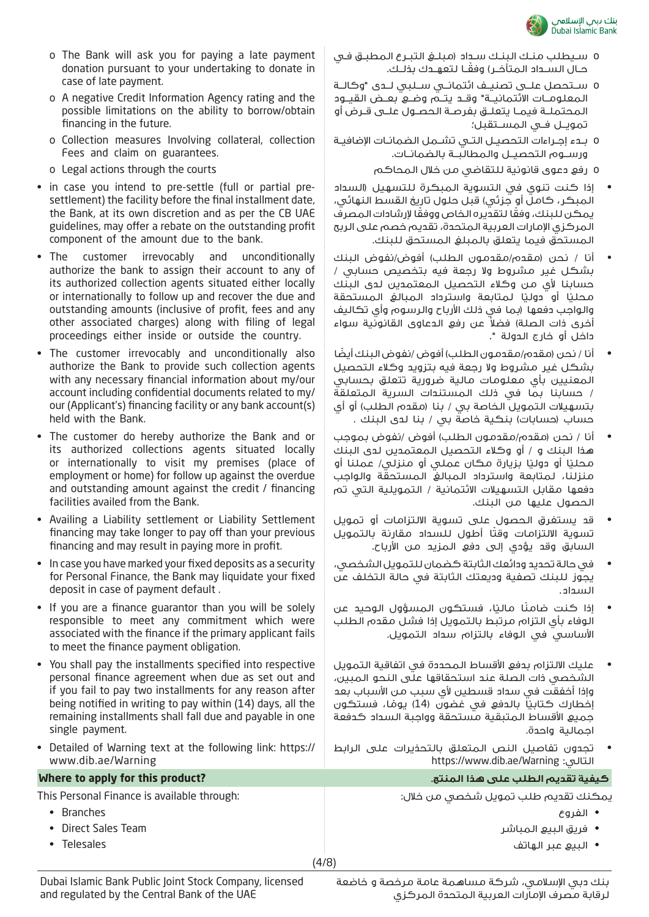- The Bank will ask you for paying a late payment donation pursuant to your undertaking to donate in case of late payment.
- A negative Credit Information Agency rating and the possible limitations on the ability to borrow/obtain financing in the future.
- Collection measures Involving collateral, collection Fees and claim on guarantees.
- Legal actions through the courts

- in case you intend to pre-settle (full or partial pre-settlement) the facility before the final installment date, the Bank, at its own discretion and as per the CB UAE guidelines, may offer a rebate on the outstanding profit component of the amount due to the bank.
- The customer irrevocably and unconditionally authorize the bank to assign their account to any of its authorized collection agents situated either locally or internationally to follow up and recover the due and outstanding amounts (inclusive of profit, fees and any other associated charges) along with filing of legal proceedings either inside or outside the country.
- The customer irrevocably and unconditionally also authorize the Bank to provide such collection agents with any necessary financial information about my/our account including confidential documents related to my/our (Applicant's) financing facility or any bank account(s) held with the Bank.
- The customer do hereby authorize the Bank and or its authorized collections agents situated locally or internationally to visit my premises (place of employment or home) for follow up against the overdue and outstanding amount against the credit / financing facilities availed from the Bank.
- Availing a Liability settlement or Liability Settlement financing may take longer to pay off than your previous financing and may result in paying more in profit.
- In case you have marked your fixed deposits as a security for Personal Finance, the Bank may liquidate your fixed deposit in case of payment default .
- If you are a finance guarantor than you will be solely responsible to meet any commitment which were associated with the finance if the primary applicant fails to meet the finance payment obligation.
- You shall pay the installments specified into respective personal finance agreement when due as set out and if you fail to pay two installments for any reason after being notified in writing to pay within (14) days, all the remaining installments shall fall due and payable in one single payment.
- Detailed of Warning text at the following link: https://www.dib.ae/Warning

- سيطلب منك البنك سداد (مبلغ التبرع المطبق في حال السداد المتأخر) وفقًا لتعهدك بذلك.
- ستحصل على تصنيف ائتماني سلبي لدى "وكالة المعلومات الائتمانية" وقد يتم وضع بعض القيود المحتملة فيما يتعلق بفرصة الحصول على قرض أو تمويل في المستقبل؛
- بدء إجراءات التحصيل التي تشمل الضمانات الإضافية ورسوم التحصيل والمطالبة بالضمانات.
- رفع دعوى قانونية للتقاضي من خلال المحاكم

- إذا كنت تنوي في التسوية المبكرة للتسهيل (السداد المبكر، كامل أو جزئي) قبل حلول تاريخ القسط النهائي، يمكن للبنك، وفقًا لتقديره الخاص ووفقًا لإرشادات المصرف المركزي الإمارات العربية المتحدة، تقديم خصم على الربح المستحق فيما يتعلق بالمبلغ المستحق للبنك.
- أنا / نحن (مقدم/مقدمون الطلب) أفوض/نفوض البنك بشكل غير مشروط ولا رجعة فيه بتخصيص حسابي / حسابنا لأي من وكلاء التحصيل المعتمدين لدى البنك محليًا أو دوليًا لمتابعة واسترداد المبالغ المستحقة والواجب دفعها (بما في ذلك الأرباح والرسوم وأي تكاليف أخرى ذات الصلة) فضلاً عن رفع الدعاوى القانونية سواء داخل أو خارج الدولة ".
- أنا / نحن (مقدم/مقدمون الطلب) أفوض /نفوض البنك أيضًا بشكل غير مشروط ولا رجعة فيه بتزويد وكلاء التحصيل المعنيين بأي معلومات مالية ضرورية تتعلق بحسابي / حسابنا بما في ذلك المستندات السرية المتعلقة بتسهيلات التمويل الخاصة بي / بنا (مقدم الطلب) أو أي حساب (حسابات) بنكية خاصة بي / بنا لدى البنك .
- أنا / نحن (مقدم/مقدمون الطلب) أفوض /نفوض بموجب هذا البنك و / أو وكلاء التحصيل المعتمدين لدى البنك محليًا أو دوليًا بزيارة مكان عملي أو منزلي/ عملنا أو منزلنا، لمتابعة واسترداد المبالغ المستحقة والواجب دفعها مقابل التسهيلات الائتمانية / التمويلية التي تم الحصول عليها من البنك.
- قد يستغرق الحصول على تسوية الالتزامات أو تمويل تسوية الالتزامات وقتًا أطول للسداد مقارنة بالتمويل السابق وقد يؤدي إلى دفع المزيد من الأرباح.
- في حالة تحديد ودائعك الثابتة كضمان للتمويل الشخصي، يجوز للبنك تصفية وديعتك الثابتة في حالة التخلف عن السداد.
- إذا كنت ضامنًا ماليًا، فستكون المسؤول الوحيد عن الوفاء بأي التزام مرتبط بالتمويل إذا فشل مقدم الطلب الأساسي في الوفاء بالتزام سداد التمويل.
- عليك الالتزام بدفع الأقساط المحددة في اتفاقية التمويل الشخصي ذات الصلة عند استحقاقها على النحو المبين، وإذا أخفقت في سداد قسطين لأي سبب من الأسباب بعد إخطارك كتابيًا بالدفع في غضون (14) يومًا، فستكون جميع الأقساط المتبقية مستحقة وواجبة السداد كدفعة اجمالية واحدة.
- تجدون تفاصيل النص المتعلق بالتحذيرات على الرابط التالي: https://www.dib.ae/Warning

## Where to apply for this product?

This Personal Finance is available through:

- Branches
- Direct Sales Team
- Telesales

## كيفية تقديم الطلب على هذا المنتج.

يمكنك تقديم طلب تمويل شخصي من خلال:

- الفروع
- فريق البيع المباشر
- البيع عبر الهاتف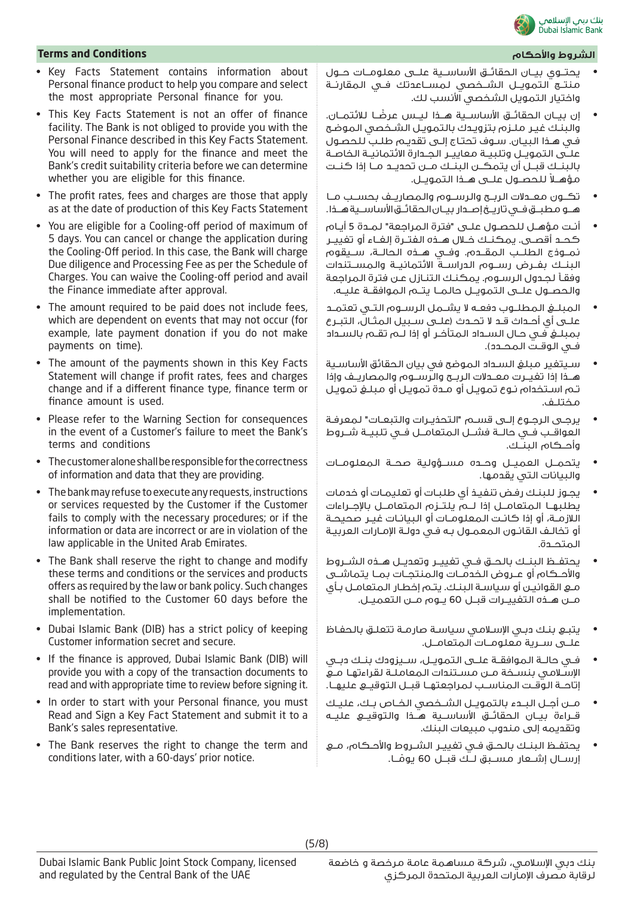## Terms and Conditions

- Key Facts Statement contains information about Personal finance product to help you compare and select the most appropriate Personal finance for you.
- This Key Facts Statement is not an offer of finance facility. The Bank is not obliged to provide you with the Personal Finance described in this Key Facts Statement. You will need to apply for the finance and meet the Bank's credit suitability criteria before we can determine whether you are eligible for this finance.
- The profit rates, fees and charges are those that apply as at the date of production of this Key Facts Statement
- You are eligible for a Cooling-off period of maximum of 5 days. You can cancel or change the application during the Cooling-Off period. In this case, the Bank will charge Due diligence and Processing Fee as per the Schedule of Charges. You can waive the Cooling-off period and avail the Finance immediate after approval.
- The amount required to be paid does not include fees, which are dependent on events that may not occur (for example, late payment donation if you do not make payments on time).
- The amount of the payments shown in this Key Facts Statement will change if profit rates, fees and charges change and if a different finance type, finance term or finance amount is used.
- Please refer to the Warning Section for consequences in the event of a Customer's failure to meet the Bank's terms and conditions
- The customer alone shall be responsible for the correctness of information and data that they are providing.
- The bank may refuse to execute any requests, instructions or services requested by the Customer if the Customer fails to comply with the necessary procedures; or if the information or data are incorrect or are in violation of the law applicable in the United Arab Emirates.
- The Bank shall reserve the right to change and modify these terms and conditions or the services and products offers as required by the law or bank policy. Such changes shall be notified to the Customer 60 days before the implementation.
- Dubai Islamic Bank (DIB) has a strict policy of keeping Customer information secret and secure.
- If the finance is approved, Dubai Islamic Bank (DIB) will provide you with a copy of the transaction documents to read and with appropriate time to review before signing it.
- In order to start with your Personal finance, you must Read and Sign a Key Fact Statement and submit it to a Bank's sales representative.
- The Bank reserves the right to change the term and condition later, with a 60-days' prior notice.

## الشروط والأحكام

- يحتوي بيان الحقائق الأساسية على معلومات حول منتج التمويل الشخصي لمساعدتك في المقارنة واختيار التمويل الشخصي الأنسب لك.
- إن بيان الحقائق الأساسية هذا ليس عرضًا للائتمان. والبنك غير ملزم بتزويدك بالتمويل الشخصي الموضح في هذا البيان. سوف تحتاج إلى تقديم طلب للحصول على التمويل وتلبية معايير الجدارة الائتمانية الخاصة بالبنك قبل أن يتمكن البنك من تحديد ما إذا كنت مؤهلاً للحصول على هذا التمويل.
- تكون معدلات الربح والرسوم والمصاريف بحسب ما هو مطبق في تاريخ إصدار بيان الحقائق الأساسية هذا.
- أنت مؤهل للحصول على "فترة المراجعة" لمدة 5 أيام كحد أقصى. يمكنك خلال هذه الفترة إلغاء أو تغيير نموذج الطلب المقدم. وفي هذه الحالة، سيقوم البنك بفرض رسوم الدراسة الائتمانية والمستندات وفقاً لجدول الرسوم. يمكنك التنازل عن فترة المراجعة والحصول على التمويل حالما يتم الموافقة عليه.
- المبلغ المطلوب دفعه لا يشمل الرسوم التي تعتمد على أي أحداث قد لا تحدث (على سبيل المثال، التبرع بمبلغ في حال السداد المتأخر أو إذا لم تقم بالسداد في الوقت المحدد).
- سيتغير مبلغ السداد الموضح في بيان الحقائق الأساسية هذا إذا تغيرت معدلات الربح والرسوم والمصاريف وإذا تم استخدام نوع تمويل أو مدة تمويل أو مبلغ تمويل مختلف.
- يرجى الرجوع إلى قسم "التحذيرات والتبعات" لمعرفة العواقب في حالة فشل المتعامل في تلبية شروط وأحكام البنك.
- يتحمل العميل وحده مسؤولية صحة المعلومات والبيانات التي يقدمها.
- يجوز للبنك رفض تنفيذ أي طلبات أو تعليمات أو خدمات يطلبها المتعامل إذا لم يلتزم المتعامل بالإجراءات اللازمة، أو إذا كانت المعلومات أو البيانات غير صحيحة أو تخالف القانون المعمول به في دولة الإمارات العربية المتحدة.
- يحتفظ البنك بالحق في تغيير وتعديل هذه الشروط والأحكام أو عروض الخدمات والمنتجات بما يتماشى مع القوانين أو سياسة البنك. يتم إخطار المتعامل بأي من هذه التغييرات قبل 60 يوم من التعميل.
- يتبع بنك دبي الإسلامي سياسة صارمة تتعلق بالحفاظ على سرية معلومات المتعامل.
- في حالة الموافقة على التمويل، سيزودك بنك دبي الإسلامي بنسخة من مستندات المعاملة لقراءتها مع إتاحة الوقت المناسب لمراجعتها قبل التوقيع عليها.
- من أجل البدء بالتمويل الشخصي الخاص بك، عليك قراءة بيان الحقائق الأساسية هذا والتوقيع عليه وتقديمه إلى مندوب مبيعات البنك.
- يحتفظ البنك بالحق في تغيير الشروط والأحكام، مع إرسال إشعار مسبق لك قبل 60 يوماً.

Dubai Islamic Bank Public Joint Stock Company, licensed and regulated by the Central Bank of the UAE

بنك دبي الإسلامي، شركة مساهمة عامة مرخصة و خاضعة لرقابة مصرف الإمارات العربية المتحدة المركزي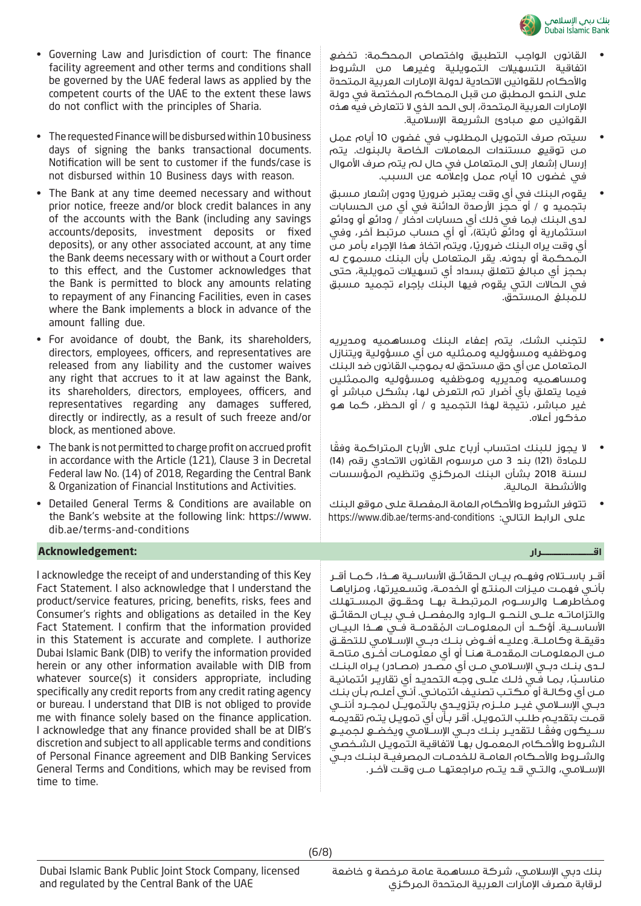- Governing Law and Jurisdiction of court: The finance facility agreement and other terms and conditions shall be governed by the UAE federal laws as applied by the competent courts of the UAE to the extent these laws do not conflict with the principles of Sharia.
- The requested Finance will be disbursed within 10 business days of signing the banks transactional documents. Notification will be sent to customer if the funds/case is not disbursed within 10 Business days with reason.
- The Bank at any time deemed necessary and without prior notice, freeze and/or block credit balances in any of the accounts with the Bank (including any savings accounts/deposits, investment deposits or fixed deposits), or any other associated account, at any time the Bank deems necessary with or without a Court order to this effect, and the Customer acknowledges that the Bank is permitted to block any amounts relating to repayment of any Financing Facilities, even in cases where the Bank implements a block in advance of the amount falling due.
- For avoidance of doubt, the Bank, its shareholders, directors, employees, officers, and representatives are released from any liability and the customer waives any right that accrues to it at law against the Bank, its shareholders, directors, employees, officers, and representatives regarding any damages suffered, directly or indirectly, as a result of such freeze and/or block, as mentioned above.
- The bank is not permitted to charge profit on accrued profit in accordance with the Article (121), Clause 3 in Decretal Federal law No. (14) of 2018, Regarding the Central Bank & Organization of Financial Institutions and Activities.
- Detailed General Terms & Conditions are available on the Bank's website at the following link: https://www.dib.ae/terms-and-conditions

- القانون الواجب التطبيق واختصاص المحكمة: تخضع اتفاقية التسهيلات التمويلية وغيرها من الشروط والأحكام للقوانين الاتحادية لدولة الإمارات العربية المتحدة على النحو المطبق من قبل المحاكم المختصة في دولة الإمارات العربية المتحدة، إلى الحد الذي لا تتعارض فيه هذه القوانين مع مبادئ الشريعة الإسلامية.
- سيتم صرف التمويل المطلوب في غضون 10 أيام عمل من توقيع مستندات المعاملات الخاصة بالبنوك. يتم إرسال إشعار إلى المتعامل في حال لم يتم صرف الأموال في غضون 10 أيام عمل وإعلامه عن السبب.
- يقوم البنك في أي وقت يعتبر ضروريًا ودون إشعار مسبق بتجميد و / أو حجز الأرصدة الدائنة في أي من الحسابات لدى البنك (بما في ذلك أي حسابات ادخار / ودائع أو ودائع استثمارية أو ودائع ثابتة)، أو أي حساب مرتبط آخر، وفي أي وقت يراه البنك ضروريًا، ويتم اتخاذ هذا الإجراء بأمر من المحكمة أو بدونه. يقر المتعامل بأن البنك مسموح له بحجز أي مبالغ تتعلق بسداد أي تسهيلات تمويلية، حتى في الحالات التي يقوم فيها البنك بإجراء تجميد مسبق للمبلغ المستحق.
- لتجنب الشك، يتم إعفاء البنك ومساهميه ومديريه وموظفيه ومسؤوليه وممثليه من أي مسؤولية ويتنازل المتعامل عن أي حق مستحق له بموجب القانون ضد البنك ومساهميه ومديريه وموظفيه ومسؤوليه والممثلين فيما يتعلق بأي أضرار تم التعرض لها، بشكل مباشر أو غير مباشر، نتيجة لهذا التجميد و / أو الحظر، كما هو مذكور أعلاه.
- لا يجوز للبنك احتساب أرباح على الأرباح المتراكمة وفقًا للمادة (121) بند 3 من مرسوم القانون الاتحادي رقم (14) لسنة 2018 بشأن البنك المركزي وتنظيم المؤسسات والأنشطة المالية.
- تتوفر الشروط والأحكام العامة المفصلة على موقع البنك على الرابط التالي: https://www.dib.ae/terms-and-conditions

## Acknowledgement:

I acknowledge the receipt of and understanding of this Key Fact Statement. I also acknowledge that I understand the product/service features, pricing, benefits, risks, fees and Consumer's rights and obligations as detailed in the Key Fact Statement. I confirm that the information provided in this Statement is accurate and complete. I authorize Dubai Islamic Bank (DIB) to verify the information provided herein or any other information available with DIB from whatever source(s) it considers appropriate, including specifically any credit reports from any credit rating agency or bureau. I understand that DIB is not obliged to provide me with finance solely based on the finance application. I acknowledge that any finance provided shall be at DIB's discretion and subject to all applicable terms and conditions of Personal Finance agreement and DIB Banking Services General Terms and Conditions, which may be revised from time to time.

## اقــــــــــــــرار

أقـر باسـتلام وفهـم بيـان الحقائـق الأساسـية هـذا، كمـا أقـر بأنـي فهمـت ميـزات المنتـج أو الخدمـة، وتسـعيرتها، ومزاياهـا ومخاطرهـا والرسـوم المرتبطـة بهـا وحقـوق المسـتهلك والتزاماتـه علـى النحـو الـوارد والمفصـل فـي بيـان الحقائـق الأساسـية. أؤكـد أن المعلومـات المُقدمـة فـي هـذا البيـان دقيقـة وكاملـة. وعليـه أفـوض بنـك دبـي الإسـلامي للتحقـق مـن المعلومـات المقدمـة هنـا أو أي معلومـات أخـرى متاحـة لـدى بنـك دبـي الإسـلامي مـن أي مصـدر (مصـادر) يـراه البنـك مناسـبًا، بمـا فـي ذلـك علـى وجـه التحديـد أي تقاريـر ائتمانيـة مـن أي وكالـة أو مكتـب تصنيـف ائتمانـي. أنـي أعلـم بـأن بنـك دبـي الإسـلامي غيـر ملـزم بتزويـدي بالتمويـل لمجـرد أننـي قمـت بتقديـم طلـب التمويـل. أقـر بـأن أي تمويـل يتـم تقديمـه سـيكون وفقًـا لتقديـر بنـك دبـي الإسـلامي ويخضـع لجميـع الشـروط والأحـكام المعمـول بهـا لاتفاقيـة التمويـل الشـخصي والشـروط والأحـكام العامـة للخدمـات المصرفيـة لبنـك دبـي الإسـلامي، والتـي قـد يتـم مراجعتهـا مـن وقـت لآخـر.

Dubai Islamic Bank Public Joint Stock Company, licensed and regulated by the Central Bank of the UAE

بنك دبي الإسلامي، شركة مساهمة عامة مرخصة و خاضعة لرقابة مصرف الإمارات العربية المتحدة المركزي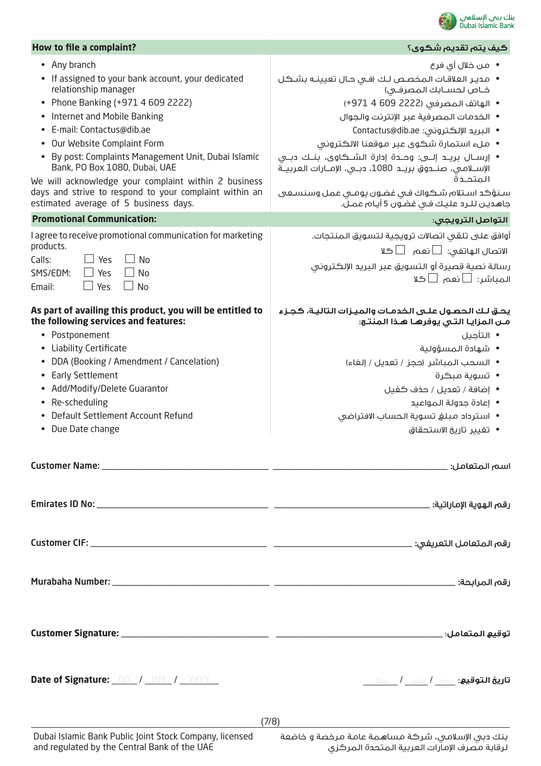## How to file a complaint?

## كيف يتم تقديم شكوى؟

- Any branch
- If assigned to your bank account, your dedicated relationship manager
- Phone Banking (+971 4 609 2222)
- Internet and Mobile Banking
- E-mail: Contactus@dib.ae
- Our Website Complaint Form
- By post: Complaints Management Unit, Dubai Islamic Bank, PO Box 1080, Dubai, UAE

We will acknowledge your complaint within 2 business days and strive to respond to your complaint within an estimated average of 5 business days.

- من خلال أي فرع
- مدير العلاقات المخصص لك (في حال تعيينه بشكل خاص لحسابك المصرفي)
- الهاتف المصرفي (2222 609 4 971+)
- الخدمات المصرفية عبر الإنترنت والجوال
- البريد الإلكتروني: Contactus@dib.ae
- ملء استمارة شكوى عبر موقعنا الالكتروني
- إرسال بريد إلى: وحدة إدارة الشكاوى، بنك دبي الإسلامي، صندوق بريد 1080، دبي، الإمارات العربية المتحدة

سنؤكد استلام شكواك في غضون يومي عمل وسنسعى جاهدين للرد عليك في غضون 5 أيام عمل.

## Promotional Communication:

## التواصل الترويجي:

I agree to receive promotional communication for marketing products.

Calls: ☐ Yes ☐ No

SMS/EDM: ☐ Yes ☐ No

Email: ☐ Yes ☐ No

أوافق على تلقي اتصالات ترويجية لتسويق المنتجات.

الاتصال الهاتفي: ☐ نعم ☐ كلا

رسالة نصية قصيرة أو التسويق عبر البريد الإلكتروني المباشر: ☐ نعم ☐ كلا

**As part of availing this product, you will be entitled to the following services and features:**

- Postponement
- Liability Certificate
- DDA (Booking / Amendment / Cancelation)
- Early Settlement
- Add/Modify/Delete Guarantor
- Re-scheduling
- Default Settlement Account Refund
- Due Date change

**يحق لك الحصول على الخدمات والميزات التالية، كجزء من المزايا التي يوفرها هذا المنتج:**

- التأجيل
- شهادة المسؤولية
- السحب المباشر (حجز / تعديل / إلغاء)
- تسوية مبكرة
- إضافة / تعديل / حذف كفيل
- إعادة جدولة المواعيد
- استرداد مبلغ تسوية الحساب الافتراضي
- تغيير تاريخ الاستحقاق

**Customer Name:** ______________________ ______________________ **:اسم المتعامل**

**Emirates ID No:** ______________________ ______________________ **:رقم الهوية الإماراتية**

**Customer CIF:** ______________________ ______________________ **:رقم المتعامل التعريفي**

**Murabaha Number:** ______________________ ______________________ **:رقم المرابحة**

**Customer Signature:** ______________________ ______________________ **:توقيع المتعامل**

**Date of Signature:** DD / MM / YYYY

**تاريخ التوقيع:** يوم / شهر / سنة

Dubai Islamic Bank Public Joint Stock Company, licensed and regulated by the Central Bank of the UAE

بنك دبي الإسلامي، شركة مساهمة عامة مرخصة و خاضعة لرقابة مصرف الإمارات العربية المتحدة المركزي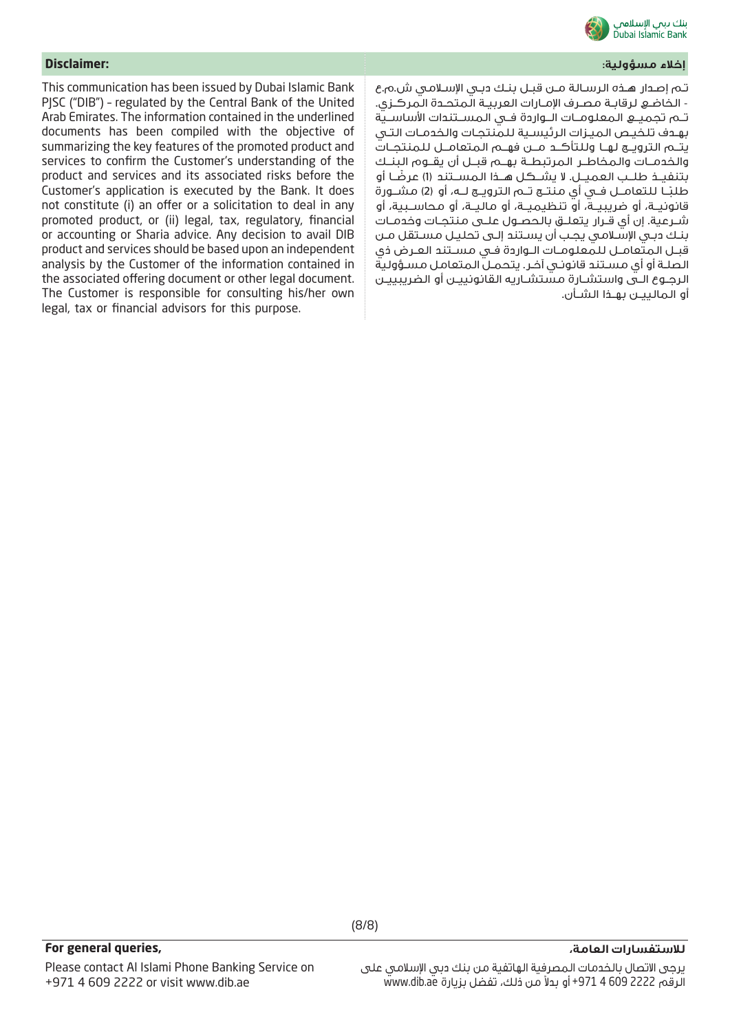## Disclaimer:

This communication has been issued by Dubai Islamic Bank PJSC ("DIB") – regulated by the Central Bank of the United Arab Emirates. The information contained in the underlined documents has been compiled with the objective of summarizing the key features of the promoted product and services to confirm the Customer's understanding of the product and services and its associated risks before the Customer's application is executed by the Bank. It does not constitute (i) an offer or a solicitation to deal in any promoted product, or (ii) legal, tax, regulatory, financial or accounting or Sharia advice. Any decision to avail DIB product and services should be based upon an independent analysis by the Customer of the information contained in the associated offering document or other legal document. The Customer is responsible for consulting his/her own legal, tax or financial advisors for this purpose.

## إخلاء مسؤولية:

تم إصدار هذه الرسالة من قبل بنك دبي الإسلامي ش.م.ع - الخاضع لرقابة مصرف الإمارات العربية المتحدة المركزي. تم تجميع المعلومات الواردة في المستندات الأساسية بهدف تلخيص الميزات الرئيسية للمنتجات والخدمات التي يتم الترويج لها وللتأكد من فهم المتعامل للمنتجات والخدمات والمخاطر المرتبطة بهم قبل أن يقوم البنك بتنفيذ طلب العميل. لا يشكل هذا المستند (1) عرضًا أو طلبًا للتعامل في أي منتج تم الترويج له، أو (2) مشورة قانونية، أو ضريبية، أو تنظيمية، أو مالية، أو محاسبية، أو شرعية. إن أي قرار يتعلق بالحصول على منتجات وخدمات بنك دبي الإسلامي يجب أن يستند إلى تحليل مستقل من قبل المتعامل للمعلومات الواردة في مستند العرض ذي الصلة أو أي مستند قانوني آخر. يتحمل المتعامل مسؤولية الرجوع الى واستشارة مستشاريه القانونيين أو الضريبيين أو الماليين بهذا الشأن.

**For general queries,**

Please contact Al Islami Phone Banking Service on +971 4 609 2222 or visit www.dib.ae

**للاستفسارات العامة،**

يرجى الاتصال بالخدمات المصرفية الهاتفية من بنك دبي الإسلامي على الرقم 2222 609 4 971+ أو بدلاً من ذلك، تفضل بزيارة www.dib.ae